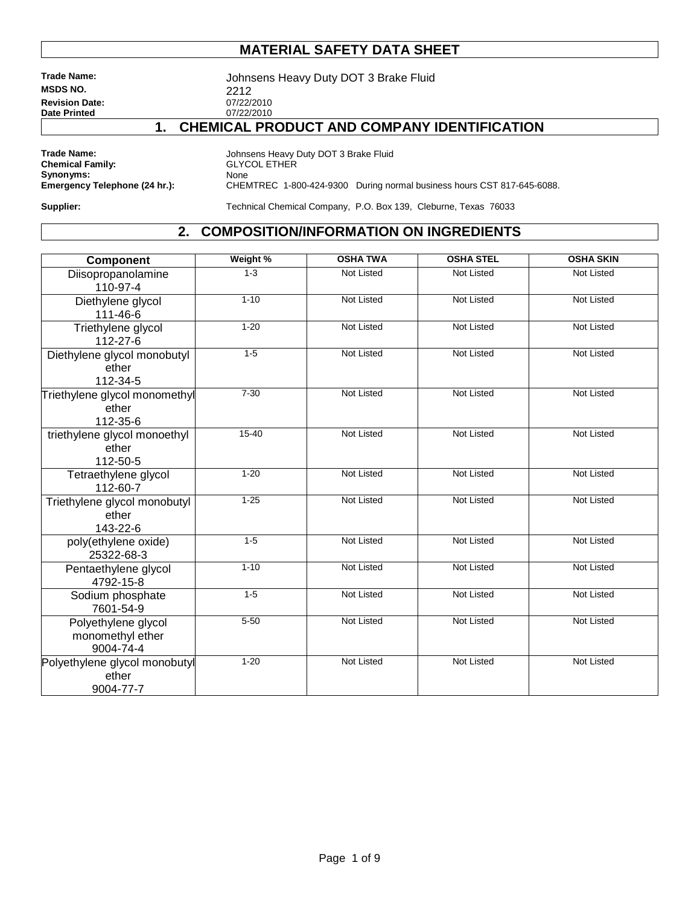# MATERIAL SAFETY DATA SHEET

**Trade Name:** Johnsens Heavy Duty DOT 3 Brake Fluid
**MSDS NO.** 2212
**Revision Date:** 07/22/2010
**Date Printed** 07/22/2010

## 1. CHEMICAL PRODUCT AND COMPANY IDENTIFICATION

**Trade Name:** Johnsens Heavy Duty DOT 3 Brake Fluid
**Chemical Family:** GLYCOL ETHER
**Synonyms:** None
**Emergency Telephone (24 hr.):** CHEMTREC 1-800-424-9300 During normal business hours CST 817-645-6088.

**Supplier:** Technical Chemical Company, P.O. Box 139, Cleburne, Texas 76033

## 2. COMPOSITION/INFORMATION ON INGREDIENTS

| Component | Weight % | OSHA TWA | OSHA STEL | OSHA SKIN |
|---|---|---|---|---|
| Diisopropanolamine 110-97-4 | 1-3 | Not Listed | Not Listed | Not Listed |
| Diethylene glycol 111-46-6 | 1-10 | Not Listed | Not Listed | Not Listed |
| Triethylene glycol 112-27-6 | 1-20 | Not Listed | Not Listed | Not Listed |
| Diethylene glycol monobutyl ether 112-34-5 | 1-5 | Not Listed | Not Listed | Not Listed |
| Triethylene glycol monomethyl ether 112-35-6 | 7-30 | Not Listed | Not Listed | Not Listed |
| triethylene glycol monoethyl ether 112-50-5 | 15-40 | Not Listed | Not Listed | Not Listed |
| Tetraethylene glycol 112-60-7 | 1-20 | Not Listed | Not Listed | Not Listed |
| Triethylene glycol monobutyl ether 143-22-6 | 1-25 | Not Listed | Not Listed | Not Listed |
| poly(ethylene oxide) 25322-68-3 | 1-5 | Not Listed | Not Listed | Not Listed |
| Pentaethylene glycol 4792-15-8 | 1-10 | Not Listed | Not Listed | Not Listed |
| Sodium phosphate 7601-54-9 | 1-5 | Not Listed | Not Listed | Not Listed |
| Polyethylene glycol monomethyl ether 9004-74-4 | 5-50 | Not Listed | Not Listed | Not Listed |
| Polyethylene glycol monobutyl ether 9004-77-7 | 1-20 | Not Listed | Not Listed | Not Listed |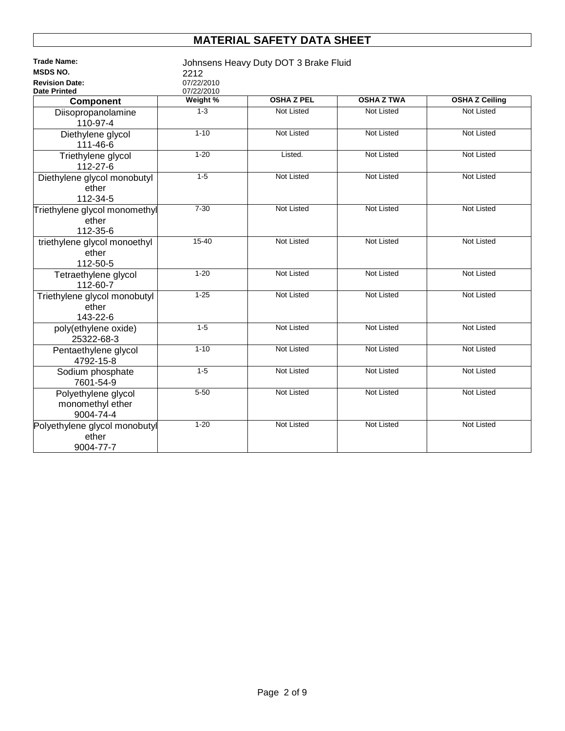# MATERIAL SAFETY DATA SHEET

**Trade Name:** Johnsens Heavy Duty DOT 3 Brake Fluid
**MSDS NO.** 2212
**Revision Date:** 07/22/2010
**Date Printed** 07/22/2010

| Component | Weight % | OSHA Z PEL | OSHA Z TWA | OSHA Z Ceiling |
|---|---|---|---|---|
| Diisopropanolamine 110-97-4 | 1-3 | Not Listed | Not Listed | Not Listed |
| Diethylene glycol 111-46-6 | 1-10 | Not Listed | Not Listed | Not Listed |
| Triethylene glycol 112-27-6 | 1-20 | Listed. | Not Listed | Not Listed |
| Diethylene glycol monobutyl ether 112-34-5 | 1-5 | Not Listed | Not Listed | Not Listed |
| Triethylene glycol monomethyl ether 112-35-6 | 7-30 | Not Listed | Not Listed | Not Listed |
| triethylene glycol monoethyl ether 112-50-5 | 15-40 | Not Listed | Not Listed | Not Listed |
| Tetraethylene glycol 112-60-7 | 1-20 | Not Listed | Not Listed | Not Listed |
| Triethylene glycol monobutyl ether 143-22-6 | 1-25 | Not Listed | Not Listed | Not Listed |
| poly(ethylene oxide) 25322-68-3 | 1-5 | Not Listed | Not Listed | Not Listed |
| Pentaethylene glycol 4792-15-8 | 1-10 | Not Listed | Not Listed | Not Listed |
| Sodium phosphate 7601-54-9 | 1-5 | Not Listed | Not Listed | Not Listed |
| Polyethylene glycol monomethyl ether 9004-74-4 | 5-50 | Not Listed | Not Listed | Not Listed |
| Polyethylene glycol monobutyl ether 9004-77-7 | 1-20 | Not Listed | Not Listed | Not Listed |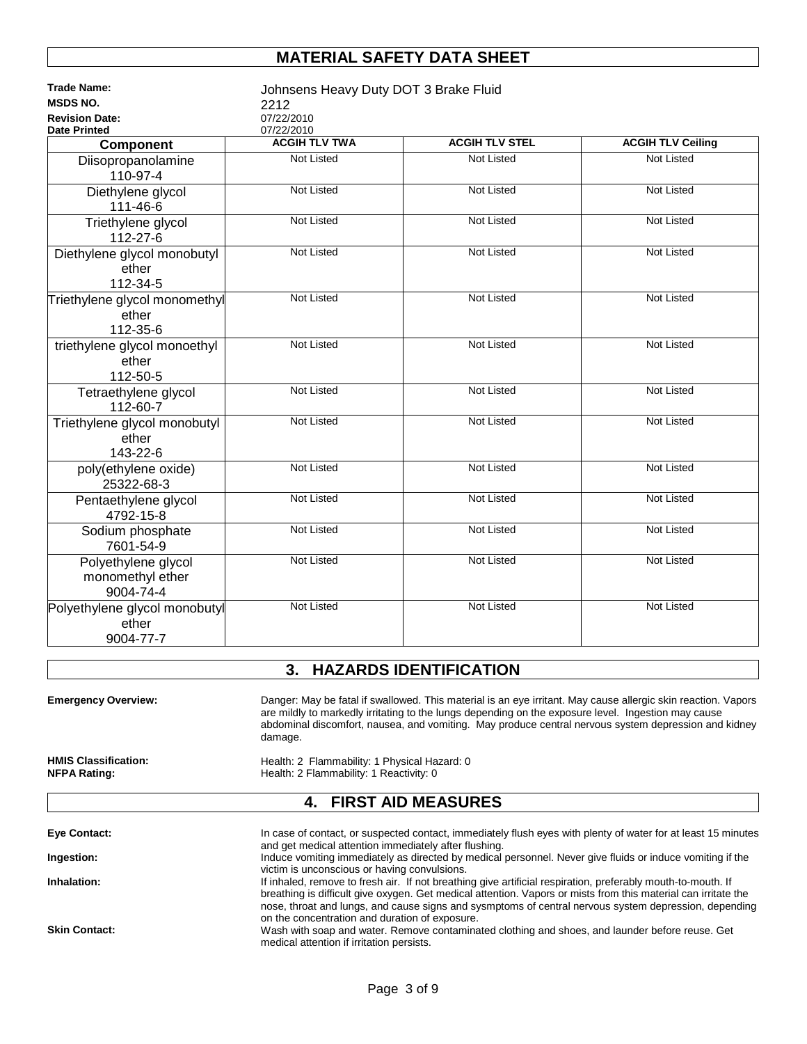# MATERIAL SAFETY DATA SHEET

**Trade Name:** Johnsens Heavy Duty DOT 3 Brake Fluid
**MSDS NO.** 2212
**Revision Date:** 07/22/2010
**Date Printed** 07/22/2010

| Component | ACGIH TLV TWA | ACGIH TLV STEL | ACGIH TLV Ceiling |
|---|---|---|---|
| Diisopropanolamine 110-97-4 | Not Listed | Not Listed | Not Listed |
| Diethylene glycol 111-46-6 | Not Listed | Not Listed | Not Listed |
| Triethylene glycol 112-27-6 | Not Listed | Not Listed | Not Listed |
| Diethylene glycol monobutyl ether 112-34-5 | Not Listed | Not Listed | Not Listed |
| Triethylene glycol monomethyl ether 112-35-6 | Not Listed | Not Listed | Not Listed |
| triethylene glycol monoethyl ether 112-50-5 | Not Listed | Not Listed | Not Listed |
| Tetraethylene glycol 112-60-7 | Not Listed | Not Listed | Not Listed |
| Triethylene glycol monobutyl ether 143-22-6 | Not Listed | Not Listed | Not Listed |
| poly(ethylene oxide) 25322-68-3 | Not Listed | Not Listed | Not Listed |
| Pentaethylene glycol 4792-15-8 | Not Listed | Not Listed | Not Listed |
| Sodium phosphate 7601-54-9 | Not Listed | Not Listed | Not Listed |
| Polyethylene glycol monomethyl ether 9004-74-4 | Not Listed | Not Listed | Not Listed |
| Polyethylene glycol monobutyl ether 9004-77-7 | Not Listed | Not Listed | Not Listed |

## 3. HAZARDS IDENTIFICATION

**Emergency Overview:** Danger: May be fatal if swallowed. This material is an eye irritant. May cause allergic skin reaction. Vapors are mildly to markedly irritating to the lungs depending on the exposure level. Ingestion may cause abdominal discomfort, nausea, and vomiting. May produce central nervous system depression and kidney damage.

**HMIS Classification:** Health: 2 Flammability: 1 Physical Hazard: 0
**NFPA Rating:** Health: 2 Flammability: 1 Reactivity: 0

## 4. FIRST AID MEASURES

**Eye Contact:** In case of contact, or suspected contact, immediately flush eyes with plenty of water for at least 15 minutes and get medical attention immediately after flushing.

**Ingestion:** Induce vomiting immediately as directed by medical personnel. Never give fluids or induce vomiting if the victim is unconscious or having convulsions.

**Inhalation:** If inhaled, remove to fresh air. If not breathing give artificial respiration, preferably mouth-to-mouth. If breathing is difficult give oxygen. Get medical attention. Vapors or mists from this material can irritate the nose, throat and lungs, and cause signs and sysmptoms of central nervous system depression, depending on the concentration and duration of exposure.

**Skin Contact:** Wash with soap and water. Remove contaminated clothing and shoes, and launder before reuse. Get medical attention if irritation persists.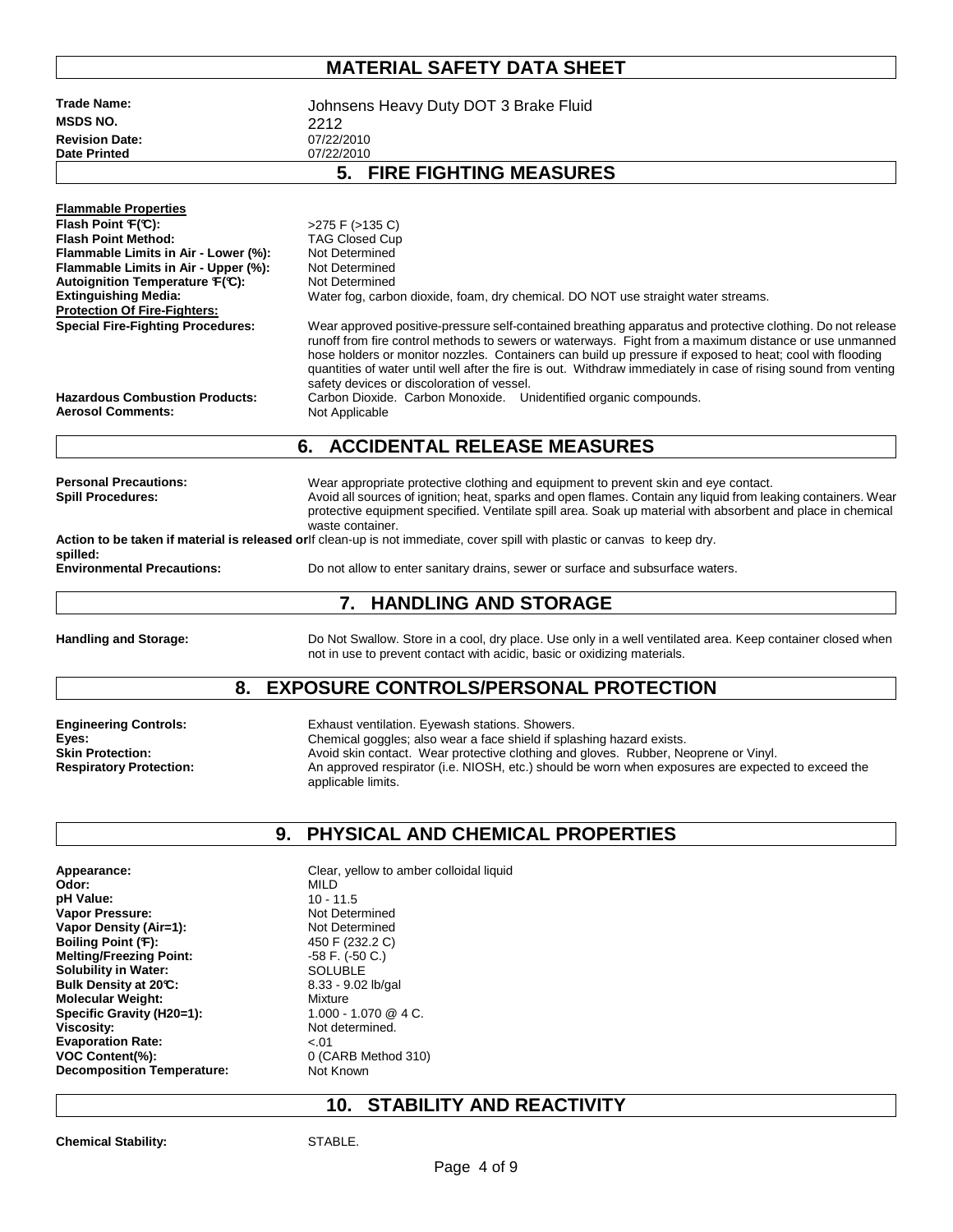# MATERIAL SAFETY DATA SHEET

**Trade Name:** Johnsens Heavy Duty DOT 3 Brake Fluid
**MSDS NO.** 2212
**Revision Date:** 07/22/2010
**Date Printed** 07/22/2010

## 5. FIRE FIGHTING MEASURES

**Flammable Properties**

| | |
|---|---|
| **Flash Point °F(°C):** | >275 F (>135 C) |
| **Flash Point Method:** | TAG Closed Cup |
| **Flammable Limits in Air - Lower (%):** | Not Determined |
| **Flammable Limits in Air - Upper (%):** | Not Determined |
| **Autoignition Temperature °F(°C):** | Not Determined |
| **Extinguishing Media:** | Water fog, carbon dioxide, foam, dry chemical. DO NOT use straight water streams. |

**Protection Of Fire-Fighters:**

| | |
|---|---|
| **Special Fire-Fighting Procedures:** | Wear approved positive-pressure self-contained breathing apparatus and protective clothing. Do not release runoff from fire control methods to sewers or waterways. Fight from a maximum distance or use unmanned hose holders or monitor nozzles. Containers can build up pressure if exposed to heat; cool with flooding quantities of water until well after the fire is out. Withdraw immediately in case of rising sound from venting safety devices or discoloration of vessel. |
| **Hazardous Combustion Products:** | Carbon Dioxide. Carbon Monoxide. Unidentified organic compounds. |
| **Aerosol Comments:** | Not Applicable |

## 6. ACCIDENTAL RELEASE MEASURES

| | |
|---|---|
| **Personal Precautions:** | Wear appropriate protective clothing and equipment to prevent skin and eye contact. |
| **Spill Procedures:** | Avoid all sources of ignition; heat, sparks and open flames. Contain any liquid from leaking containers. Wear protective equipment specified. Ventilate spill area. Soak up material with absorbent and place in chemical waste container. |
| **Action to be taken if material is released or spilled:** | If clean-up is not immediate, cover spill with plastic or canvas to keep dry. |
| **Environmental Precautions:** | Do not allow to enter sanitary drains, sewer or surface and subsurface waters. |

## 7. HANDLING AND STORAGE

| | |
|---|---|
| **Handling and Storage:** | Do Not Swallow. Store in a cool, dry place. Use only in a well ventilated area. Keep container closed when not in use to prevent contact with acidic, basic or oxidizing materials. |

## 8. EXPOSURE CONTROLS/PERSONAL PROTECTION

| | |
|---|---|
| **Engineering Controls:** | Exhaust ventilation. Eyewash stations. Showers. |
| **Eyes:** | Chemical goggles; also wear a face shield if splashing hazard exists. |
| **Skin Protection:** | Avoid skin contact. Wear protective clothing and gloves. Rubber, Neoprene or Vinyl. |
| **Respiratory Protection:** | An approved respirator (i.e. NIOSH, etc.) should be worn when exposures are expected to exceed the applicable limits. |

## 9. PHYSICAL AND CHEMICAL PROPERTIES

| | |
|---|---|
| **Appearance:** | Clear, yellow to amber colloidal liquid |
| **Odor:** | MILD |
| **pH Value:** | 10 - 11.5 |
| **Vapor Pressure:** | Not Determined |
| **Vapor Density (Air=1):** | Not Determined |
| **Boiling Point (°F):** | 450 F (232.2 C) |
| **Melting/Freezing Point:** | -58 F. (-50 C.) |
| **Solubility in Water:** | SOLUBLE |
| **Bulk Density at 20°C:** | 8.33 - 9.02 lb/gal |
| **Molecular Weight:** | Mixture |
| **Specific Gravity (H20=1):** | 1.000 - 1.070 @ 4 C. |
| **Viscosity:** | Not determined. |
| **Evaporation Rate:** | <.01 |
| **VOC Content(%):** | 0 (CARB Method 310) |
| **Decomposition Temperature:** | Not Known |

## 10. STABILITY AND REACTIVITY

| | |
|---|---|
| **Chemical Stability:** | STABLE. |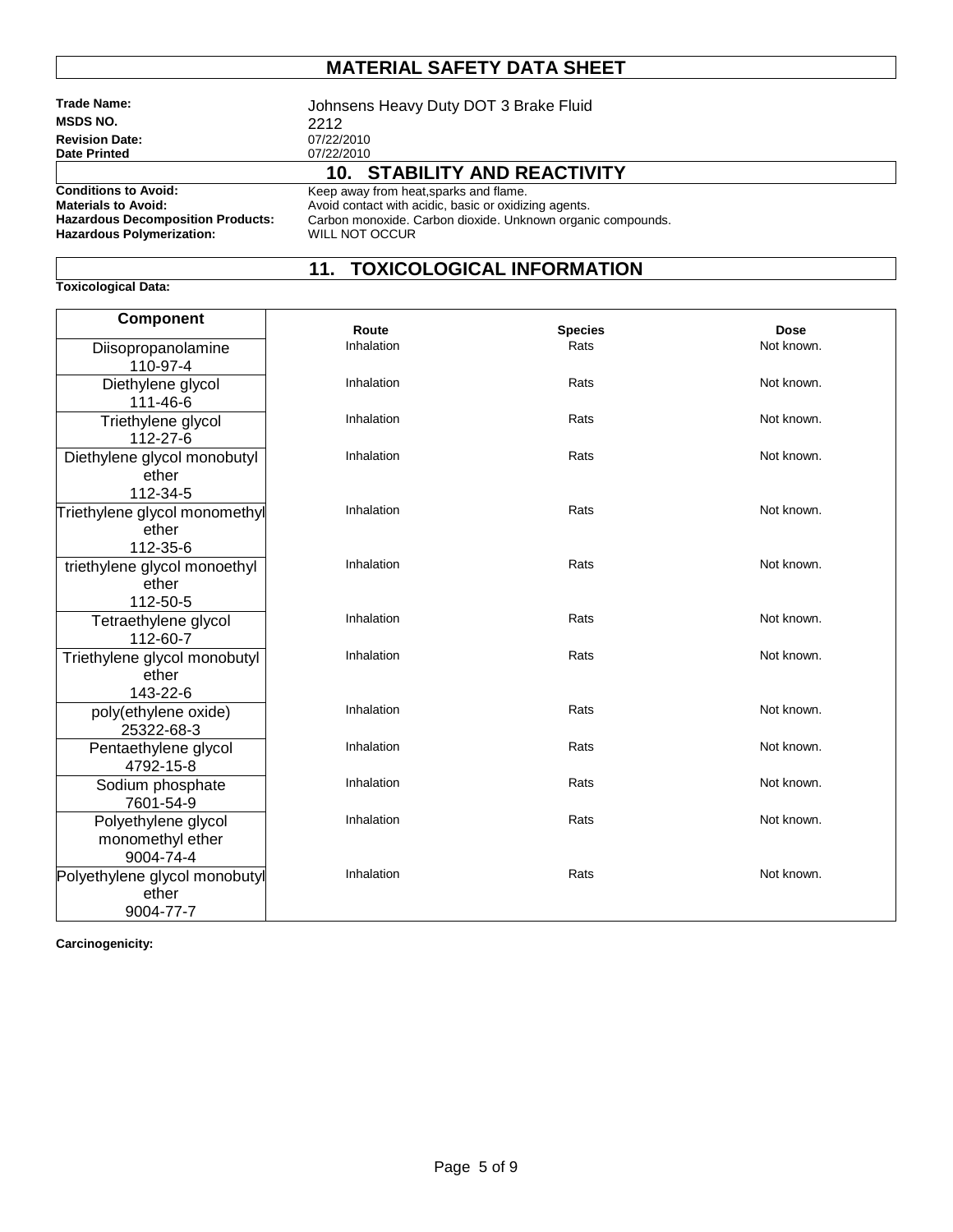# MATERIAL SAFETY DATA SHEET

**Trade Name:** Johnsens Heavy Duty DOT 3 Brake Fluid
**MSDS NO.** 2212
**Revision Date:** 07/22/2010
**Date Printed** 07/22/2010

## 10. STABILITY AND REACTIVITY

**Conditions to Avoid:** Keep away from heat,sparks and flame.
**Materials to Avoid:** Avoid contact with acidic, basic or oxidizing agents.
**Hazardous Decomposition Products:** Carbon monoxide. Carbon dioxide. Unknown organic compounds.
**Hazardous Polymerization:** WILL NOT OCCUR

## 11. TOXICOLOGICAL INFORMATION

**Toxicological Data:**

| Component | Route | Species | Dose |
|---|---|---|---|
| Diisopropanolamine 110-97-4 | Inhalation | Rats | Not known. |
| Diethylene glycol 111-46-6 | Inhalation | Rats | Not known. |
| Triethylene glycol 112-27-6 | Inhalation | Rats | Not known. |
| Diethylene glycol monobutyl ether 112-34-5 | Inhalation | Rats | Not known. |
| Triethylene glycol monomethyl ether 112-35-6 | Inhalation | Rats | Not known. |
| triethylene glycol monoethyl ether 112-50-5 | Inhalation | Rats | Not known. |
| Tetraethylene glycol 112-60-7 | Inhalation | Rats | Not known. |
| Triethylene glycol monobutyl ether 143-22-6 | Inhalation | Rats | Not known. |
| poly(ethylene oxide) 25322-68-3 | Inhalation | Rats | Not known. |
| Pentaethylene glycol 4792-15-8 | Inhalation | Rats | Not known. |
| Sodium phosphate 7601-54-9 | Inhalation | Rats | Not known. |
| Polyethylene glycol monomethyl ether 9004-74-4 | Inhalation | Rats | Not known. |
| Polyethylene glycol monobutyl ether 9004-77-7 | Inhalation | Rats | Not known. |

**Carcinogenicity:**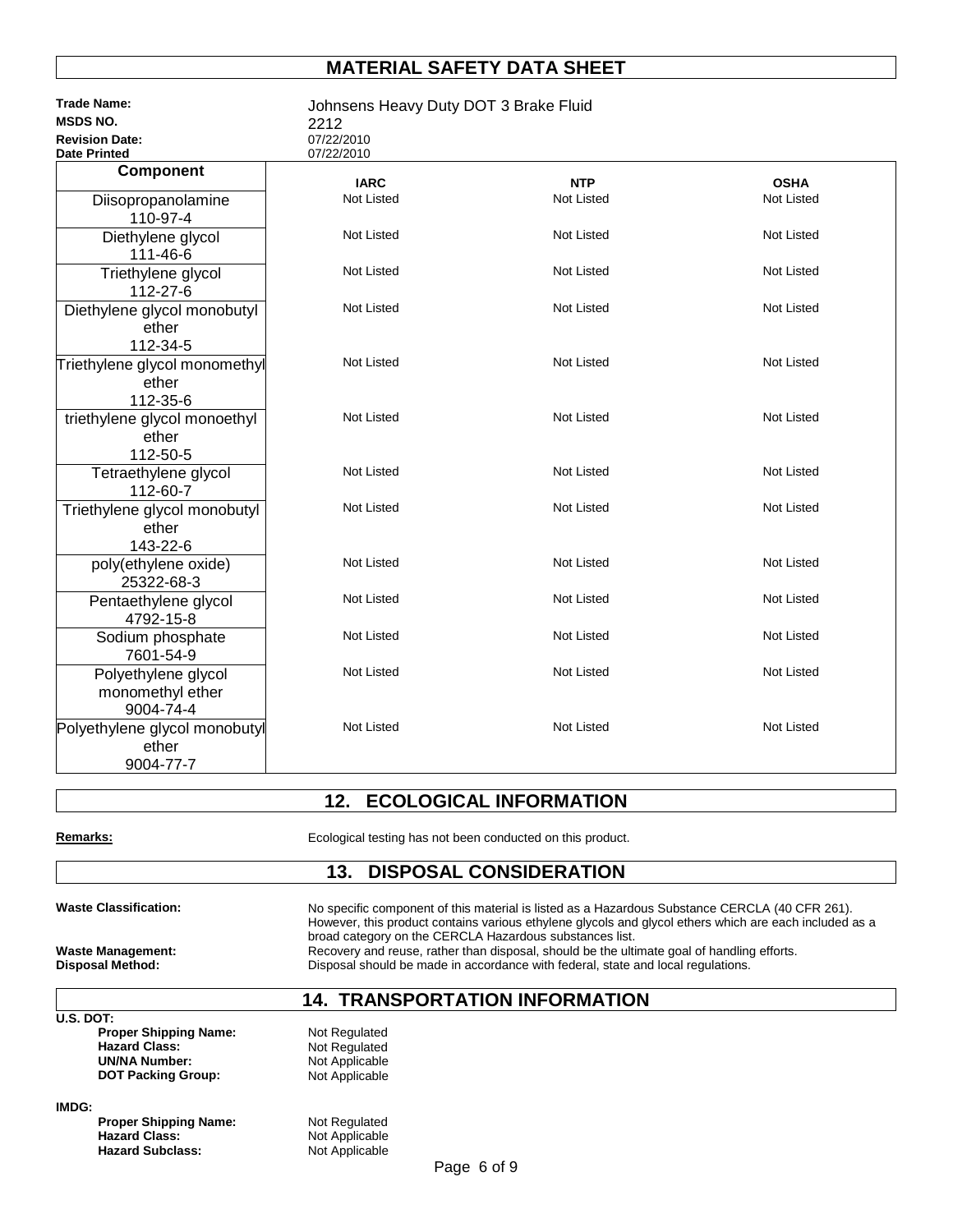# MATERIAL SAFETY DATA SHEET

**Trade Name:** Johnsens Heavy Duty DOT 3 Brake Fluid
**MSDS NO.** 2212
**Revision Date:** 07/22/2010
**Date Printed** 07/22/2010

| Component | IARC | NTP | OSHA |
|---|---|---|---|
| Diisopropanolamine 110-97-4 | Not Listed | Not Listed | Not Listed |
| Diethylene glycol 111-46-6 | Not Listed | Not Listed | Not Listed |
| Triethylene glycol 112-27-6 | Not Listed | Not Listed | Not Listed |
| Diethylene glycol monobutyl ether 112-34-5 | Not Listed | Not Listed | Not Listed |
| Triethylene glycol monomethyl ether 112-35-6 | Not Listed | Not Listed | Not Listed |
| triethylene glycol monoethyl ether 112-50-5 | Not Listed | Not Listed | Not Listed |
| Tetraethylene glycol 112-60-7 | Not Listed | Not Listed | Not Listed |
| Triethylene glycol monobutyl ether 143-22-6 | Not Listed | Not Listed | Not Listed |
| poly(ethylene oxide) 25322-68-3 | Not Listed | Not Listed | Not Listed |
| Pentaethylene glycol 4792-15-8 | Not Listed | Not Listed | Not Listed |
| Sodium phosphate 7601-54-9 | Not Listed | Not Listed | Not Listed |
| Polyethylene glycol monomethyl ether 9004-74-4 | Not Listed | Not Listed | Not Listed |
| Polyethylene glycol monobutyl ether 9004-77-7 | Not Listed | Not Listed | Not Listed |

## 12. ECOLOGICAL INFORMATION

**Remarks:** Ecological testing has not been conducted on this product.

## 13. DISPOSAL CONSIDERATION

**Waste Classification:** No specific component of this material is listed as a Hazardous Substance CERCLA (40 CFR 261). However, this product contains various ethylene glycols and glycol ethers which are each included as a broad category on the CERCLA Hazardous substances list.

**Waste Management:** Recovery and reuse, rather than disposal, should be the ultimate goal of handling efforts.

**Disposal Method:** Disposal should be made in accordance with federal, state and local regulations.

## 14. TRANSPORTATION INFORMATION

**U.S. DOT:**

- **Proper Shipping Name:** Not Regulated
- **Hazard Class:** Not Regulated
- **UN/NA Number:** Not Applicable
- **DOT Packing Group:** Not Applicable

**IMDG:**

- **Proper Shipping Name:** Not Regulated
- **Hazard Class:** Not Applicable
- **Hazard Subclass:** Not Applicable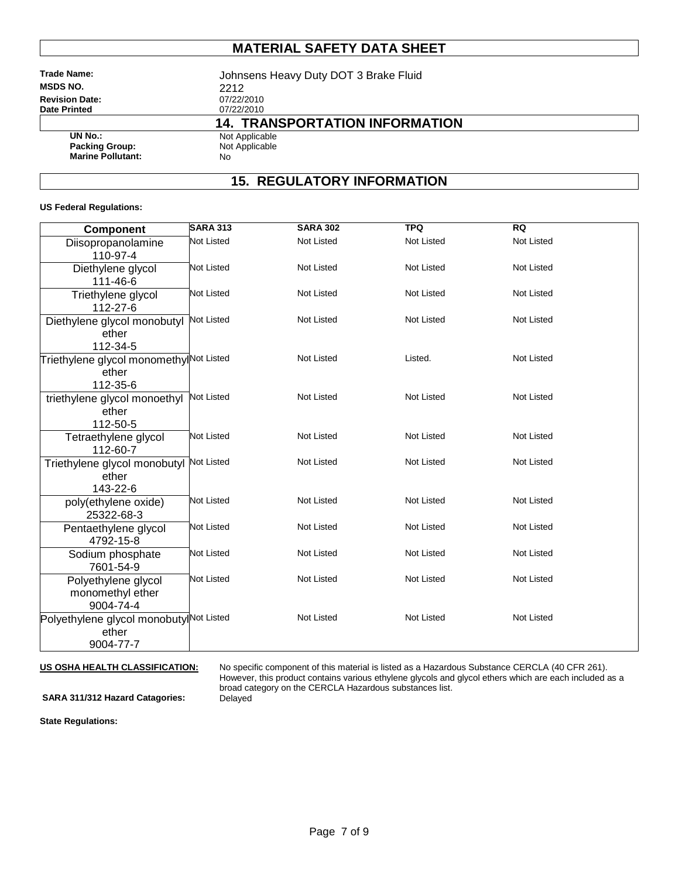# MATERIAL SAFETY DATA SHEET

**Trade Name:** Johnsens Heavy Duty DOT 3 Brake Fluid
**MSDS NO.** 2212
**Revision Date:** 07/22/2010
**Date Printed** 07/22/2010

## 14. TRANSPORTATION INFORMATION

**UN No.:** Not Applicable
**Packing Group:** Not Applicable
**Marine Pollutant:** No

## 15. REGULATORY INFORMATION

**US Federal Regulations:**

| Component | SARA 313 | SARA 302 | TPQ | RQ |
|---|---|---|---|---|
| Diisopropanolamine 110-97-4 | Not Listed | Not Listed | Not Listed | Not Listed |
| Diethylene glycol 111-46-6 | Not Listed | Not Listed | Not Listed | Not Listed |
| Triethylene glycol 112-27-6 | Not Listed | Not Listed | Not Listed | Not Listed |
| Diethylene glycol monobutyl ether 112-34-5 | Not Listed | Not Listed | Not Listed | Not Listed |
| Triethylene glycol monomethyl ether 112-35-6 | Not Listed | Not Listed | Listed. | Not Listed |
| triethylene glycol monoethyl ether 112-50-5 | Not Listed | Not Listed | Not Listed | Not Listed |
| Tetraethylene glycol 112-60-7 | Not Listed | Not Listed | Not Listed | Not Listed |
| Triethylene glycol monobutyl ether 143-22-6 | Not Listed | Not Listed | Not Listed | Not Listed |
| poly(ethylene oxide) 25322-68-3 | Not Listed | Not Listed | Not Listed | Not Listed |
| Pentaethylene glycol 4792-15-8 | Not Listed | Not Listed | Not Listed | Not Listed |
| Sodium phosphate 7601-54-9 | Not Listed | Not Listed | Not Listed | Not Listed |
| Polyethylene glycol monomethyl ether 9004-74-4 | Not Listed | Not Listed | Not Listed | Not Listed |
| Polyethylene glycol monobutyl ether 9004-77-7 | Not Listed | Not Listed | Not Listed | Not Listed |

**US OSHA HEALTH CLASSIFICATION:** No specific component of this material is listed as a Hazardous Substance CERCLA (40 CFR 261). However, this product contains various ethylene glycols and glycol ethers which are each included as a broad category on the CERCLA Hazardous substances list.

**SARA 311/312 Hazard Catagories:** Delayed

**State Regulations:**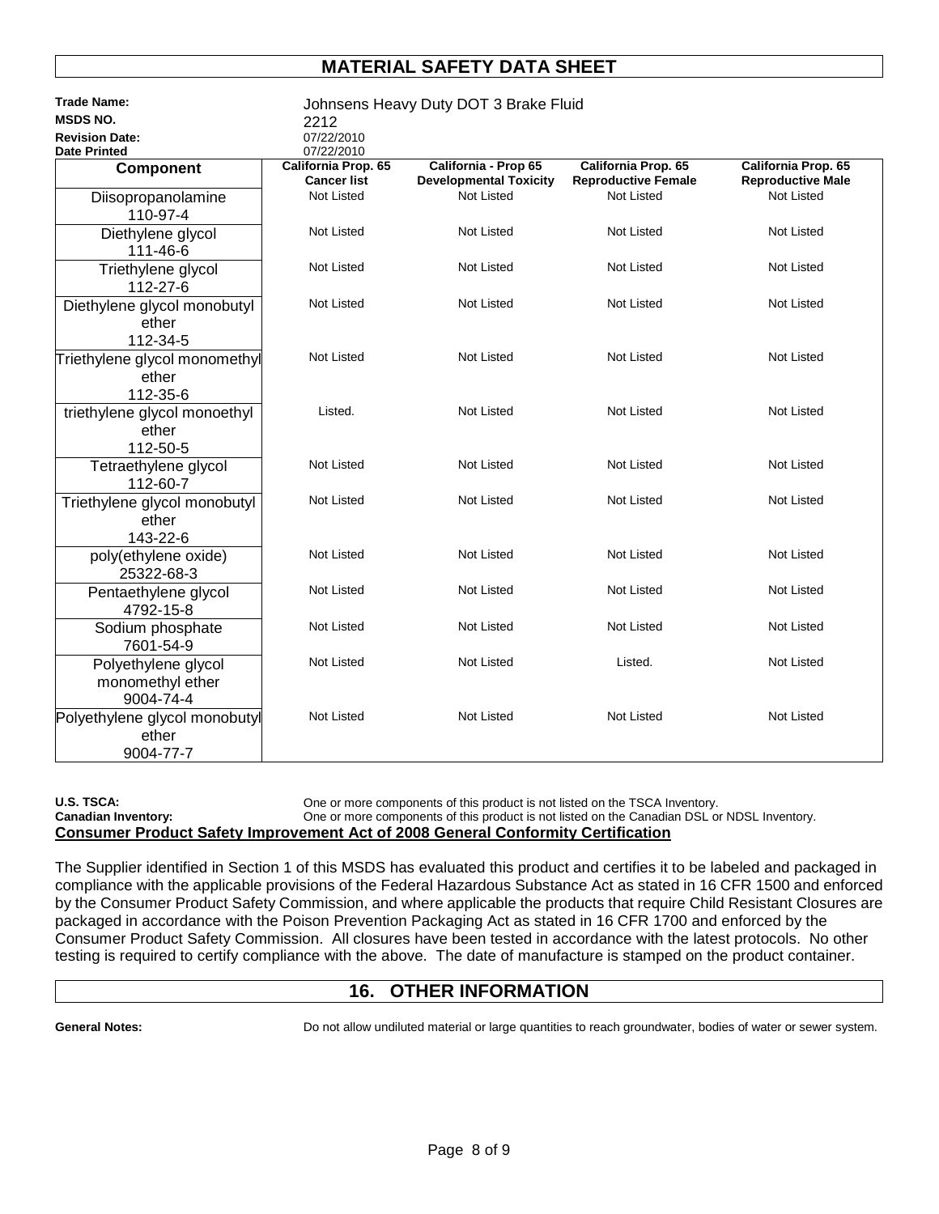# MATERIAL SAFETY DATA SHEET

**Trade Name:** Johnsens Heavy Duty DOT 3 Brake Fluid
**MSDS NO.** 2212
**Revision Date:** 07/22/2010
**Date Printed** 07/22/2010

| Component | California Prop. 65 Cancer list | California - Prop 65 Developmental Toxicity | California Prop. 65 Reproductive Female | California Prop. 65 Reproductive Male |
|---|---|---|---|---|
| Diisopropanolamine 110-97-4 | Not Listed | Not Listed | Not Listed | Not Listed |
| Diethylene glycol 111-46-6 | Not Listed | Not Listed | Not Listed | Not Listed |
| Triethylene glycol 112-27-6 | Not Listed | Not Listed | Not Listed | Not Listed |
| Diethylene glycol monobutyl ether 112-34-5 | Not Listed | Not Listed | Not Listed | Not Listed |
| Triethylene glycol monomethyl ether 112-35-6 | Not Listed | Not Listed | Not Listed | Not Listed |
| triethylene glycol monoethyl ether 112-50-5 | Listed. | Not Listed | Not Listed | Not Listed |
| Tetraethylene glycol 112-60-7 | Not Listed | Not Listed | Not Listed | Not Listed |
| Triethylene glycol monobutyl ether 143-22-6 | Not Listed | Not Listed | Not Listed | Not Listed |
| poly(ethylene oxide) 25322-68-3 | Not Listed | Not Listed | Not Listed | Not Listed |
| Pentaethylene glycol 4792-15-8 | Not Listed | Not Listed | Not Listed | Not Listed |
| Sodium phosphate 7601-54-9 | Not Listed | Not Listed | Not Listed | Not Listed |
| Polyethylene glycol monomethyl ether 9004-74-4 | Not Listed | Not Listed | Listed. | Not Listed |
| Polyethylene glycol monobutyl ether 9004-77-7 | Not Listed | Not Listed | Not Listed | Not Listed |

**U.S. TSCA:** One or more components of this product is not listed on the TSCA Inventory.
**Canadian Inventory:** One or more components of this product is not listed on the Canadian DSL or NDSL Inventory.

**Consumer Product Safety Improvement Act of 2008 General Conformity Certification**

The Supplier identified in Section 1 of this MSDS has evaluated this product and certifies it to be labeled and packaged in compliance with the applicable provisions of the Federal Hazardous Substance Act as stated in 16 CFR 1500 and enforced by the Consumer Product Safety Commission, and where applicable the products that require Child Resistant Closures are packaged in accordance with the Poison Prevention Packaging Act as stated in 16 CFR 1700 and enforced by the Consumer Product Safety Commission. All closures have been tested in accordance with the latest protocols. No other testing is required to certify compliance with the above. The date of manufacture is stamped on the product container.

## 16. OTHER INFORMATION

**General Notes:** Do not allow undiluted material or large quantities to reach groundwater, bodies of water or sewer system.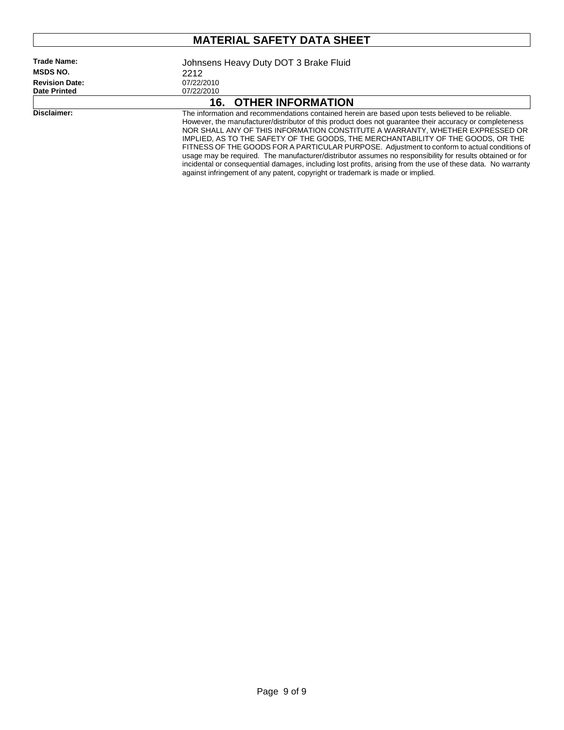# MATERIAL SAFETY DATA SHEET

| | |
|---|---|
| **Trade Name:** | Johnsens Heavy Duty DOT 3 Brake Fluid |
| **MSDS NO.** | 2212 |
| **Revision Date:** | 07/22/2010 |
| **Date Printed** | 07/22/2010 |

## 16. OTHER INFORMATION

**Disclaimer:**

The information and recommendations contained herein are based upon tests believed to be reliable. However, the manufacturer/distributor of this product does not guarantee their accuracy or completeness NOR SHALL ANY OF THIS INFORMATION CONSTITUTE A WARRANTY, WHETHER EXPRESSED OR IMPLIED, AS TO THE SAFETY OF THE GOODS, THE MERCHANTABILITY OF THE GOODS, OR THE FITNESS OF THE GOODS FOR A PARTICULAR PURPOSE. Adjustment to conform to actual conditions of usage may be required. The manufacturer/distributor assumes no responsibility for results obtained or for incidental or consequential damages, including lost profits, arising from the use of these data. No warranty against infringement of any patent, copyright or trademark is made or implied.